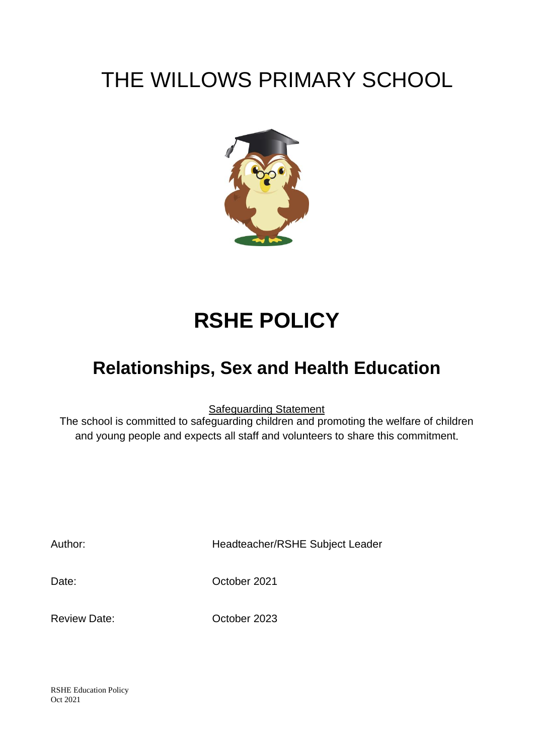# THE WILLOWS PRIMARY SCHOOL

# RSHE POLICY

## Relationships, Sex and Health Education

Safeguarding Statement

The school is committed to safeguarding children and promoting the welfare of children and young people and expects all staff and volunteers to share this commitment.

| | |
|---|---|
| Author: | Headteacher/RSHE Subject Leader |
| Date: | October 2021 |
| Review Date: | October 2023 |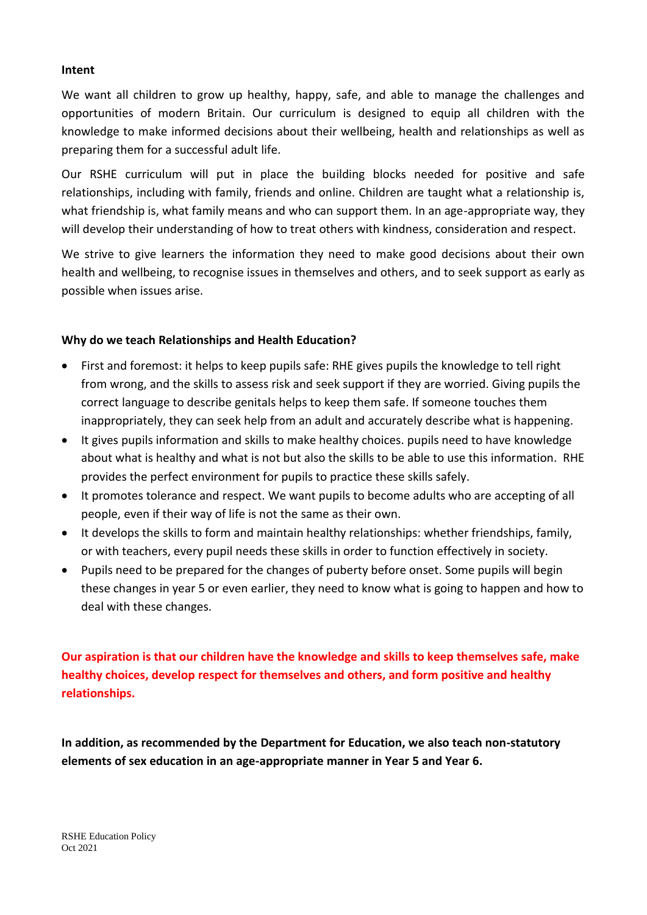**Intent**

We want all children to grow up healthy, happy, safe, and able to manage the challenges and opportunities of modern Britain. Our curriculum is designed to equip all children with the knowledge to make informed decisions about their wellbeing, health and relationships as well as preparing them for a successful adult life.

Our RSHE curriculum will put in place the building blocks needed for positive and safe relationships, including with family, friends and online. Children are taught what a relationship is, what friendship is, what family means and who can support them. In an age-appropriate way, they will develop their understanding of how to treat others with kindness, consideration and respect.

We strive to give learners the information they need to make good decisions about their own health and wellbeing, to recognise issues in themselves and others, and to seek support as early as possible when issues arise.

**Why do we teach Relationships and Health Education?**

- First and foremost: it helps to keep pupils safe: RHE gives pupils the knowledge to tell right from wrong, and the skills to assess risk and seek support if they are worried. Giving pupils the correct language to describe genitals helps to keep them safe. If someone touches them inappropriately, they can seek help from an adult and accurately describe what is happening.
- It gives pupils information and skills to make healthy choices. pupils need to have knowledge about what is healthy and what is not but also the skills to be able to use this information. RHE provides the perfect environment for pupils to practice these skills safely.
- It promotes tolerance and respect. We want pupils to become adults who are accepting of all people, even if their way of life is not the same as their own.
- It develops the skills to form and maintain healthy relationships: whether friendships, family, or with teachers, every pupil needs these skills in order to function effectively in society.
- Pupils need to be prepared for the changes of puberty before onset. Some pupils will begin these changes in year 5 or even earlier, they need to know what is going to happen and how to deal with these changes.

**Our aspiration is that our children have the knowledge and skills to keep themselves safe, make healthy choices, develop respect for themselves and others, and form positive and healthy relationships.**

**In addition, as recommended by the Department for Education, we also teach non-statutory elements of sex education in an age-appropriate manner in Year 5 and Year 6.**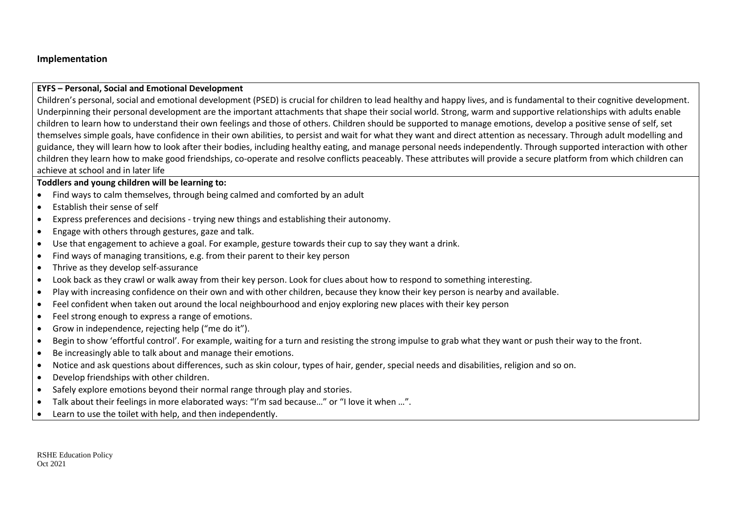## Implementation

**EYFS – Personal, Social and Emotional Development**

Children's personal, social and emotional development (PSED) is crucial for children to lead healthy and happy lives, and is fundamental to their cognitive development. Underpinning their personal development are the important attachments that shape their social world. Strong, warm and supportive relationships with adults enable children to learn how to understand their own feelings and those of others. Children should be supported to manage emotions, develop a positive sense of self, set themselves simple goals, have confidence in their own abilities, to persist and wait for what they want and direct attention as necessary. Through adult modelling and guidance, they will learn how to look after their bodies, including healthy eating, and manage personal needs independently. Through supported interaction with other children they learn how to make good friendships, co-operate and resolve conflicts peaceably. These attributes will provide a secure platform from which children can achieve at school and in later life

**Toddlers and young children will be learning to:**

- Find ways to calm themselves, through being calmed and comforted by an adult
- Establish their sense of self
- Express preferences and decisions - trying new things and establishing their autonomy.
- Engage with others through gestures, gaze and talk.
- Use that engagement to achieve a goal. For example, gesture towards their cup to say they want a drink.
- Find ways of managing transitions, e.g. from their parent to their key person
- Thrive as they develop self-assurance
- Look back as they crawl or walk away from their key person. Look for clues about how to respond to something interesting.
- Play with increasing confidence on their own and with other children, because they know their key person is nearby and available.
- Feel confident when taken out around the local neighbourhood and enjoy exploring new places with their key person
- Feel strong enough to express a range of emotions.
- Grow in independence, rejecting help ("me do it").
- Begin to show 'effortful control'. For example, waiting for a turn and resisting the strong impulse to grab what they want or push their way to the front.
- Be increasingly able to talk about and manage their emotions.
- Notice and ask questions about differences, such as skin colour, types of hair, gender, special needs and disabilities, religion and so on.
- Develop friendships with other children.
- Safely explore emotions beyond their normal range through play and stories.
- Talk about their feelings in more elaborated ways: "I'm sad because…" or "I love it when …".
- Learn to use the toilet with help, and then independently.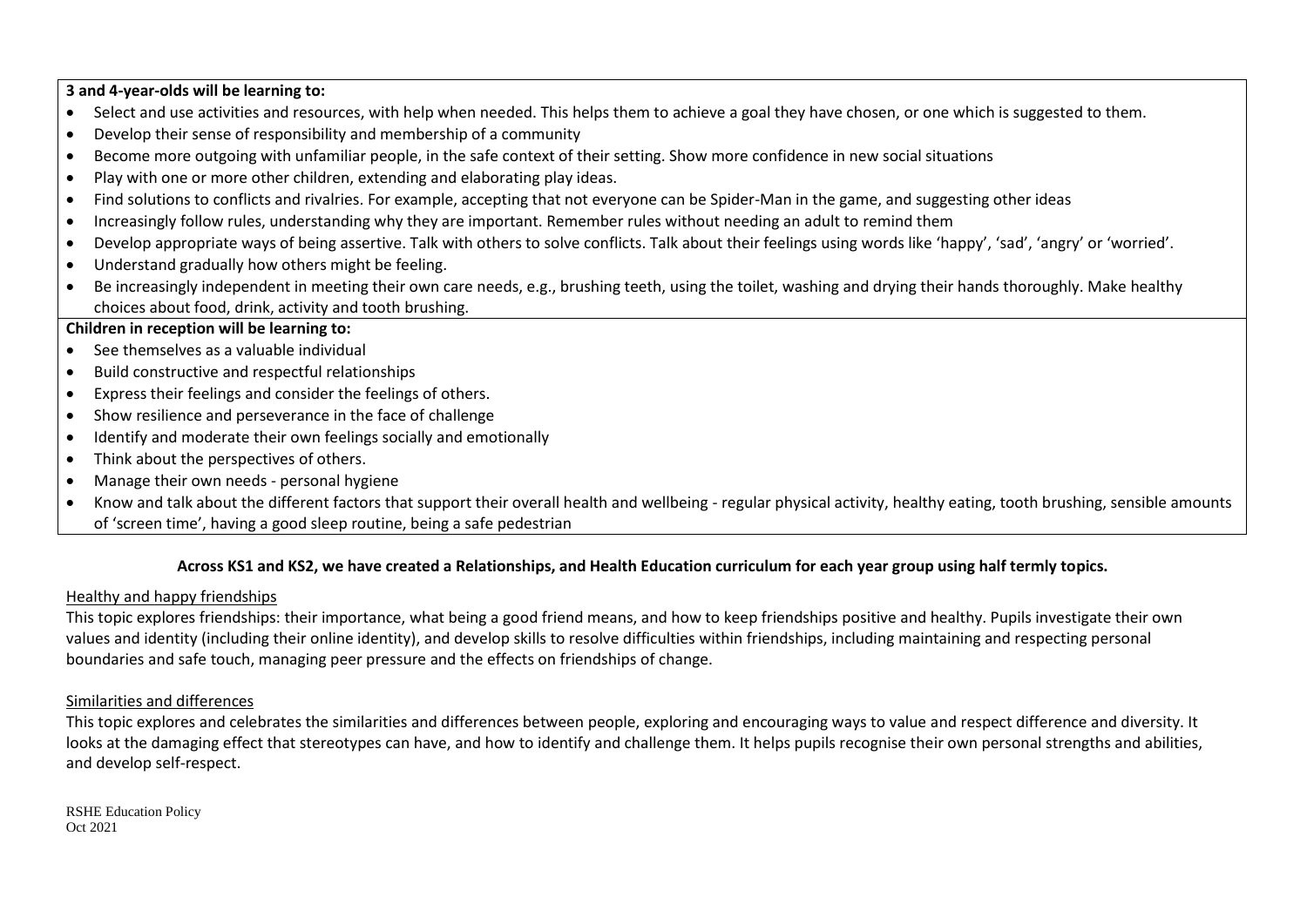**3 and 4-year-olds will be learning to:**

- Select and use activities and resources, with help when needed. This helps them to achieve a goal they have chosen, or one which is suggested to them.
- Develop their sense of responsibility and membership of a community
- Become more outgoing with unfamiliar people, in the safe context of their setting. Show more confidence in new social situations
- Play with one or more other children, extending and elaborating play ideas.
- Find solutions to conflicts and rivalries. For example, accepting that not everyone can be Spider-Man in the game, and suggesting other ideas
- Increasingly follow rules, understanding why they are important. Remember rules without needing an adult to remind them
- Develop appropriate ways of being assertive. Talk with others to solve conflicts. Talk about their feelings using words like 'happy', 'sad', 'angry' or 'worried'.
- Understand gradually how others might be feeling.
- Be increasingly independent in meeting their own care needs, e.g., brushing teeth, using the toilet, washing and drying their hands thoroughly. Make healthy choices about food, drink, activity and tooth brushing.

**Children in reception will be learning to:**

- See themselves as a valuable individual
- Build constructive and respectful relationships
- Express their feelings and consider the feelings of others.
- Show resilience and perseverance in the face of challenge
- Identify and moderate their own feelings socially and emotionally
- Think about the perspectives of others.
- Manage their own needs - personal hygiene
- Know and talk about the different factors that support their overall health and wellbeing - regular physical activity, healthy eating, tooth brushing, sensible amounts of 'screen time', having a good sleep routine, being a safe pedestrian

**Across KS1 and KS2, we have created a Relationships, and Health Education curriculum for each year group using half termly topics.**

Healthy and happy friendships

This topic explores friendships: their importance, what being a good friend means, and how to keep friendships positive and healthy. Pupils investigate their own values and identity (including their online identity), and develop skills to resolve difficulties within friendships, including maintaining and respecting personal boundaries and safe touch, managing peer pressure and the effects on friendships of change.

Similarities and differences

This topic explores and celebrates the similarities and differences between people, exploring and encouraging ways to value and respect difference and diversity. It looks at the damaging effect that stereotypes can have, and how to identify and challenge them. It helps pupils recognise their own personal strengths and abilities, and develop self-respect.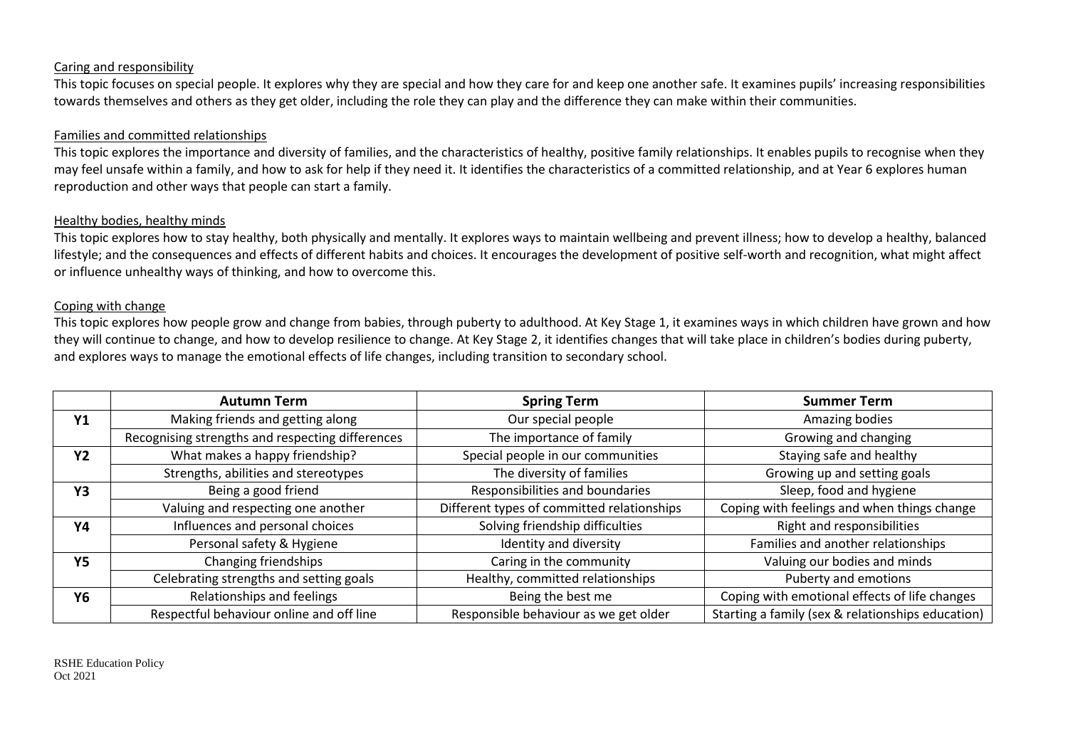Caring and responsibility

This topic focuses on special people. It explores why they are special and how they care for and keep one another safe. It examines pupils' increasing responsibilities towards themselves and others as they get older, including the role they can play and the difference they can make within their communities.

Families and committed relationships

This topic explores the importance and diversity of families, and the characteristics of healthy, positive family relationships. It enables pupils to recognise when they may feel unsafe within a family, and how to ask for help if they need it. It identifies the characteristics of a committed relationship, and at Year 6 explores human reproduction and other ways that people can start a family.

Healthy bodies, healthy minds

This topic explores how to stay healthy, both physically and mentally. It explores ways to maintain wellbeing and prevent illness; how to develop a healthy, balanced lifestyle; and the consequences and effects of different habits and choices. It encourages the development of positive self-worth and recognition, what might affect or influence unhealthy ways of thinking, and how to overcome this.

Coping with change

This topic explores how people grow and change from babies, through puberty to adulthood. At Key Stage 1, it examines ways in which children have grown and how they will continue to change, and how to develop resilience to change. At Key Stage 2, it identifies changes that will take place in children's bodies during puberty, and explores ways to manage the emotional effects of life changes, including transition to secondary school.

| | **Autumn Term** | **Spring Term** | **Summer Term** |
|---|---|---|---|
| **Y1** | Making friends and getting along | Our special people | Amazing bodies |
| | Recognising strengths and respecting differences | The importance of family | Growing and changing |
| **Y2** | What makes a happy friendship? | Special people in our communities | Staying safe and healthy |
| | Strengths, abilities and stereotypes | The diversity of families | Growing up and setting goals |
| **Y3** | Being a good friend | Responsibilities and boundaries | Sleep, food and hygiene |
| | Valuing and respecting one another | Different types of committed relationships | Coping with feelings and when things change |
| **Y4** | Influences and personal choices | Solving friendship difficulties | Right and responsibilities |
| | Personal safety & Hygiene | Identity and diversity | Families and another relationships |
| **Y5** | Changing friendships | Caring in the community | Valuing our bodies and minds |
| | Celebrating strengths and setting goals | Healthy, committed relationships | Puberty and emotions |
| **Y6** | Relationships and feelings | Being the best me | Coping with emotional effects of life changes |
| | Respectful behaviour online and off line | Responsible behaviour as we get older | Starting a family (sex & relationships education) |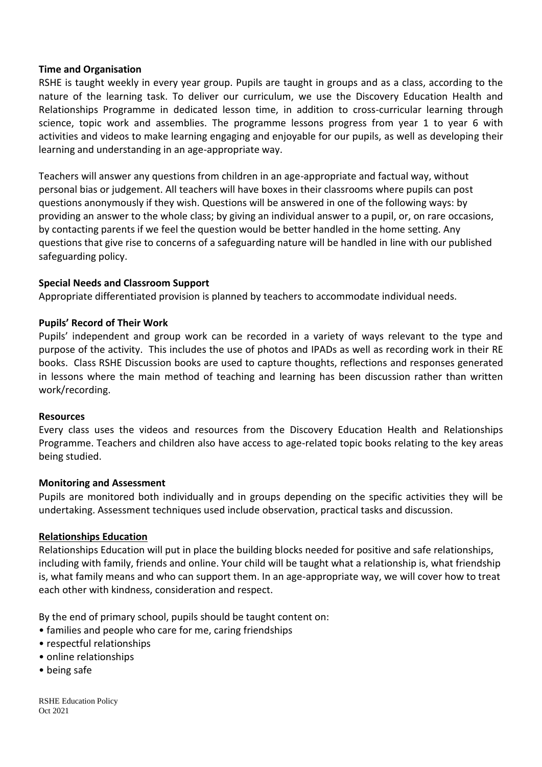**Time and Organisation**

RSHE is taught weekly in every year group. Pupils are taught in groups and as a class, according to the nature of the learning task. To deliver our curriculum, we use the Discovery Education Health and Relationships Programme in dedicated lesson time, in addition to cross-curricular learning through science, topic work and assemblies. The programme lessons progress from year 1 to year 6 with activities and videos to make learning engaging and enjoyable for our pupils, as well as developing their learning and understanding in an age-appropriate way.

Teachers will answer any questions from children in an age-appropriate and factual way, without personal bias or judgement. All teachers will have boxes in their classrooms where pupils can post questions anonymously if they wish. Questions will be answered in one of the following ways: by providing an answer to the whole class; by giving an individual answer to a pupil, or, on rare occasions, by contacting parents if we feel the question would be better handled in the home setting. Any questions that give rise to concerns of a safeguarding nature will be handled in line with our published safeguarding policy.

**Special Needs and Classroom Support**

Appropriate differentiated provision is planned by teachers to accommodate individual needs.

**Pupils' Record of Their Work**

Pupils' independent and group work can be recorded in a variety of ways relevant to the type and purpose of the activity. This includes the use of photos and IPADs as well as recording work in their RE books. Class RSHE Discussion books are used to capture thoughts, reflections and responses generated in lessons where the main method of teaching and learning has been discussion rather than written work/recording.

**Resources**

Every class uses the videos and resources from the Discovery Education Health and Relationships Programme. Teachers and children also have access to age-related topic books relating to the key areas being studied.

**Monitoring and Assessment**

Pupils are monitored both individually and in groups depending on the specific activities they will be undertaking. Assessment techniques used include observation, practical tasks and discussion.

**Relationships Education**

Relationships Education will put in place the building blocks needed for positive and safe relationships, including with family, friends and online. Your child will be taught what a relationship is, what friendship is, what family means and who can support them. In an age-appropriate way, we will cover how to treat each other with kindness, consideration and respect.

By the end of primary school, pupils should be taught content on:

- families and people who care for me, caring friendships
- respectful relationships
- online relationships
- being safe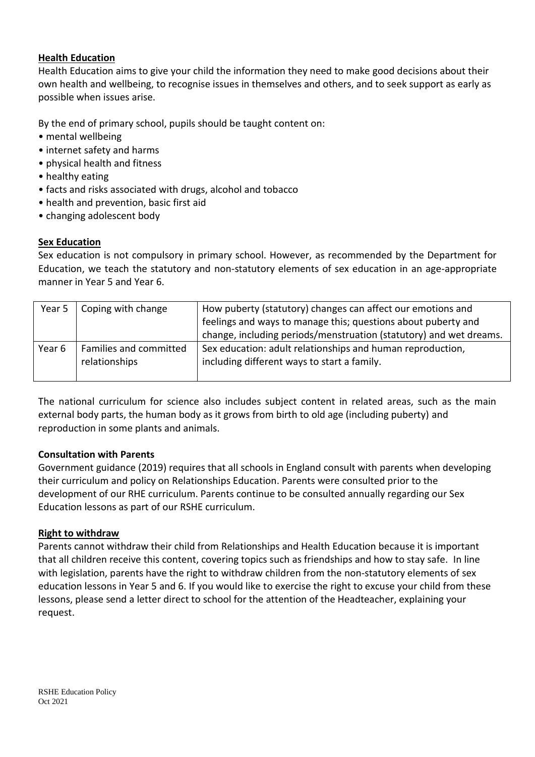**Health Education**

Health Education aims to give your child the information they need to make good decisions about their own health and wellbeing, to recognise issues in themselves and others, and to seek support as early as possible when issues arise.

By the end of primary school, pupils should be taught content on:

- mental wellbeing
- internet safety and harms
- physical health and fitness
- healthy eating
- facts and risks associated with drugs, alcohol and tobacco
- health and prevention, basic first aid
- changing adolescent body

**Sex Education**

Sex education is not compulsory in primary school. However, as recommended by the Department for Education, we teach the statutory and non-statutory elements of sex education in an age-appropriate manner in Year 5 and Year 6.

| | | |
|---|---|---|
| Year 5 | Coping with change | How puberty (statutory) changes can affect our emotions and feelings and ways to manage this; questions about puberty and change, including periods/menstruation (statutory) and wet dreams. |
| Year 6 | Families and committed relationships | Sex education: adult relationships and human reproduction, including different ways to start a family. |

The national curriculum for science also includes subject content in related areas, such as the main external body parts, the human body as it grows from birth to old age (including puberty) and reproduction in some plants and animals.

**Consultation with Parents**

Government guidance (2019) requires that all schools in England consult with parents when developing their curriculum and policy on Relationships Education. Parents were consulted prior to the development of our RHE curriculum. Parents continue to be consulted annually regarding our Sex Education lessons as part of our RSHE curriculum.

**Right to withdraw**

Parents cannot withdraw their child from Relationships and Health Education because it is important that all children receive this content, covering topics such as friendships and how to stay safe. In line with legislation, parents have the right to withdraw children from the non-statutory elements of sex education lessons in Year 5 and 6. If you would like to exercise the right to excuse your child from these lessons, please send a letter direct to school for the attention of the Headteacher, explaining your request.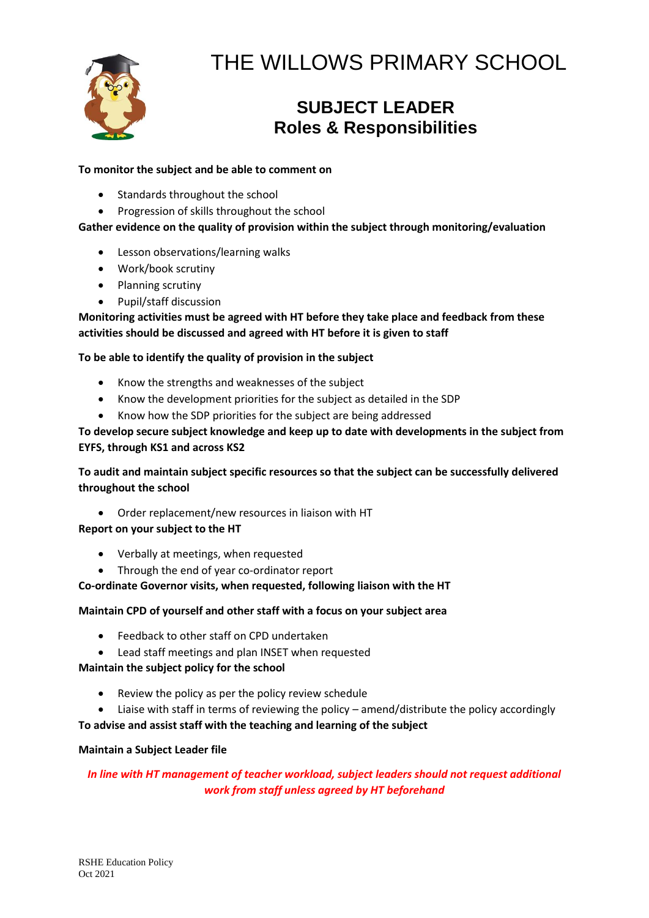# THE WILLOWS PRIMARY SCHOOL

## SUBJECT LEADER
## Roles & Responsibilities

**To monitor the subject and be able to comment on**

- Standards throughout the school
- Progression of skills throughout the school

**Gather evidence on the quality of provision within the subject through monitoring/evaluation**

- Lesson observations/learning walks
- Work/book scrutiny
- Planning scrutiny
- Pupil/staff discussion

**Monitoring activities must be agreed with HT before they take place and feedback from these activities should be discussed and agreed with HT before it is given to staff**

**To be able to identify the quality of provision in the subject**

- Know the strengths and weaknesses of the subject
- Know the development priorities for the subject as detailed in the SDP
- Know how the SDP priorities for the subject are being addressed

**To develop secure subject knowledge and keep up to date with developments in the subject from EYFS, through KS1 and across KS2**

**To audit and maintain subject specific resources so that the subject can be successfully delivered throughout the school**

- Order replacement/new resources in liaison with HT

**Report on your subject to the HT**

- Verbally at meetings, when requested
- Through the end of year co-ordinator report

**Co-ordinate Governor visits, when requested, following liaison with the HT**

**Maintain CPD of yourself and other staff with a focus on your subject area**

- Feedback to other staff on CPD undertaken
- Lead staff meetings and plan INSET when requested

**Maintain the subject policy for the school**

- Review the policy as per the policy review schedule
- Liaise with staff in terms of reviewing the policy – amend/distribute the policy accordingly

**To advise and assist staff with the teaching and learning of the subject**

**Maintain a Subject Leader file**

***In line with HT management of teacher workload, subject leaders should not request additional work from staff unless agreed by HT beforehand***